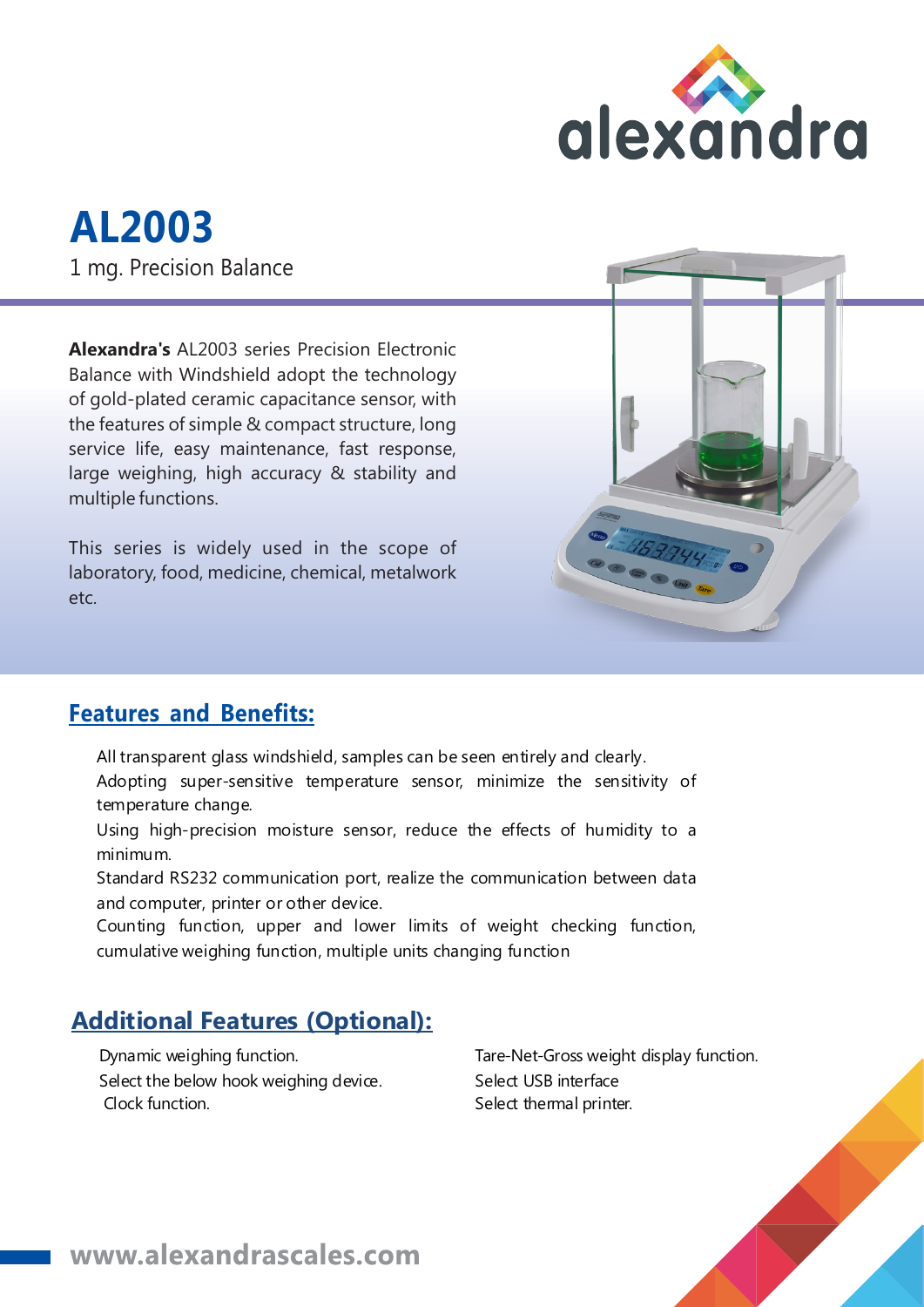# AL2003

1 mg. Precision Balance

**Alexandra's** AL2003 series Precision Electronic Balance with Windshield adopt the technology of gold-plated ceramic capacitance sensor, with the features of simple & compact structure, long service life, easy maintenance, fast response, large weighing, high accuracy & stability and multiple functions.

This series is widely used in the scope of laboratory, food, medicine, chemical, metalwork etc.

## Features and Benefits:

- All transparent glass windshield, samples can be seen entirely and clearly.
- Adopting super-sensitive temperature sensor, minimize the sensitivity of temperature change.
- Using high-precision moisture sensor, reduce the effects of humidity to a minimum.
- Standard RS232 communication port, realize the communication between data and computer, printer or other device.
- Counting function, upper and lower limits of weight checking function, cumulative weighing function, multiple units changing function

## Additional Features (Optional):

- Dynamic weighing function.
- Select the below hook weighing device.
- Clock function.
- Tare-Net-Gross weight display function.
- Select USB interface
- Select thermal printer.

www.alexandrascales.com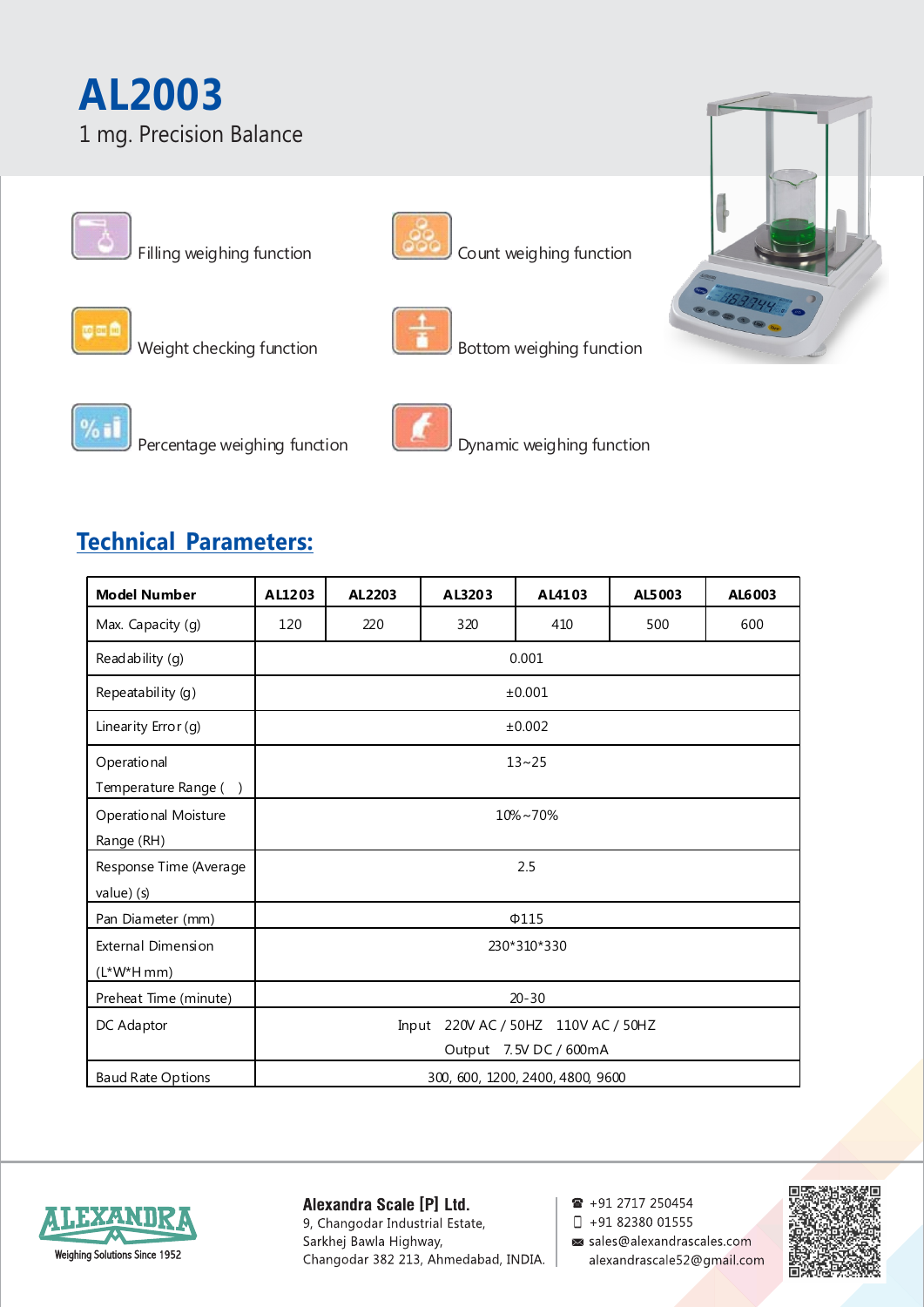# AL2003

1 mg. Precision Balance

- Filling weighing function
- Count weighing function
- Weight checking function
- Bottom weighing function
- Percentage weighing function
- Dynamic weighing function

## Technical Parameters:

| Model Number | AL1203 | AL2203 | AL3203 | AL4103 | AL5003 | AL6003 |
|---|---|---|---|---|---|---|
| Max. Capacity (g) | 120 | 220 | 320 | 410 | 500 | 600 |
| Readability (g) | 0.001 | | | | | |
| Repeatability (g) | ±0.001 | | | | | |
| Linearity Error (g) | ±0.002 | | | | | |
| Operational Temperature Range ( ) | 13~25 | | | | | |
| Operational Moisture Range (RH) | 10%~70% | | | | | |
| Response Time (Average value) (s) | 2.5 | | | | | |
| Pan Diameter (mm) | Φ115 | | | | | |
| External Dimension (L*W*H mm) | 230*310*330 | | | | | |
| Preheat Time (minute) | 20-30 | | | | | |
| DC Adaptor | Input 220V AC / 50HZ 110V AC / 50HZ<br>Output 7.5V DC / 600mA | | | | | |
| Baud Rate Options | 300, 600, 1200, 2400, 4800, 9600 | | | | | |

ALEXANDRA
Weighing Solutions Since 1952

**Alexandra Scale [P] Ltd.**
9, Changodar Industrial Estate,
Sarkhej Bawla Highway,
Changodar 382 213, Ahmedabad, INDIA.

+91 2717 250454
+91 82380 01555
sales@alexandrascales.com
alexandrascale52@gmail.com